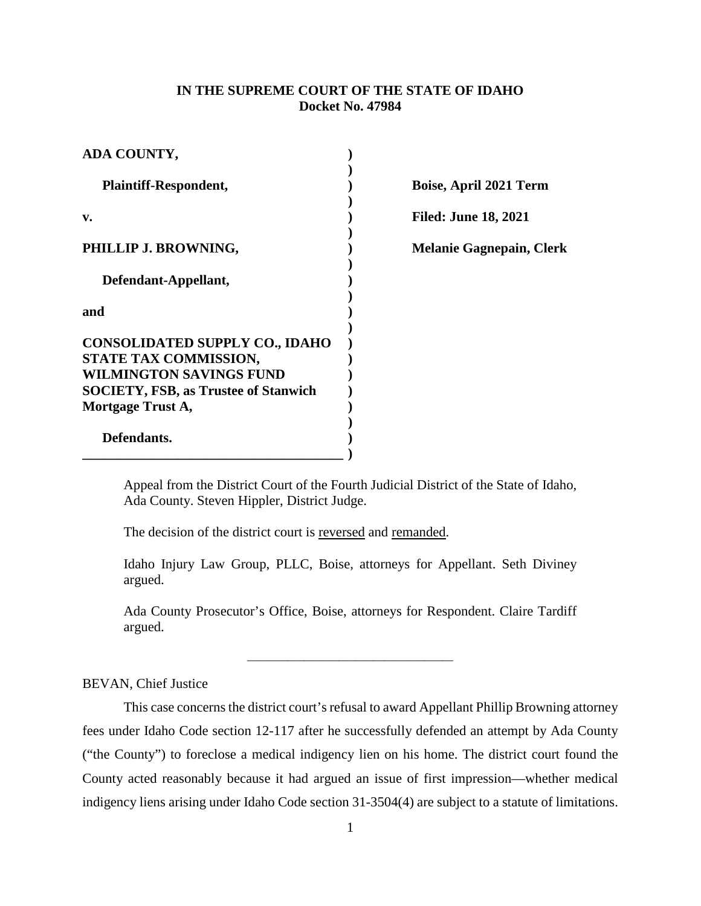**IN THE SUPREME COURT OF THE STATE OF IDAHO**
**Docket No. 47984**

| | |
|---|---|
| **ADA COUNTY,**<br><br>**Plaintiff-Respondent,**<br><br>**v.**<br><br>**PHILLIP J. BROWNING,**<br><br>**Defendant-Appellant,**<br><br>**and**<br><br>**CONSOLIDATED SUPPLY CO., IDAHO STATE TAX COMMISSION, WILMINGTON SAVINGS FUND SOCIETY, FSB, as Trustee of Stanwich Mortgage Trust A,**<br><br>**Defendants.** | **Boise, April 2021 Term**<br><br>**Filed: June 18, 2021**<br><br>**Melanie Gagnepain, Clerk** |

Appeal from the District Court of the Fourth Judicial District of the State of Idaho, Ada County. Steven Hippler, District Judge.

The decision of the district court is reversed and remanded.

Idaho Injury Law Group, PLLC, Boise, attorneys for Appellant. Seth Diviney argued.

Ada County Prosecutor's Office, Boise, attorneys for Respondent. Claire Tardiff argued.

---

BEVAN, Chief Justice

This case concerns the district court's refusal to award Appellant Phillip Browning attorney fees under Idaho Code section 12-117 after he successfully defended an attempt by Ada County ("the County") to foreclose a medical indigency lien on his home. The district court found the County acted reasonably because it had argued an issue of first impression—whether medical indigency liens arising under Idaho Code section 31-3504(4) are subject to a statute of limitations.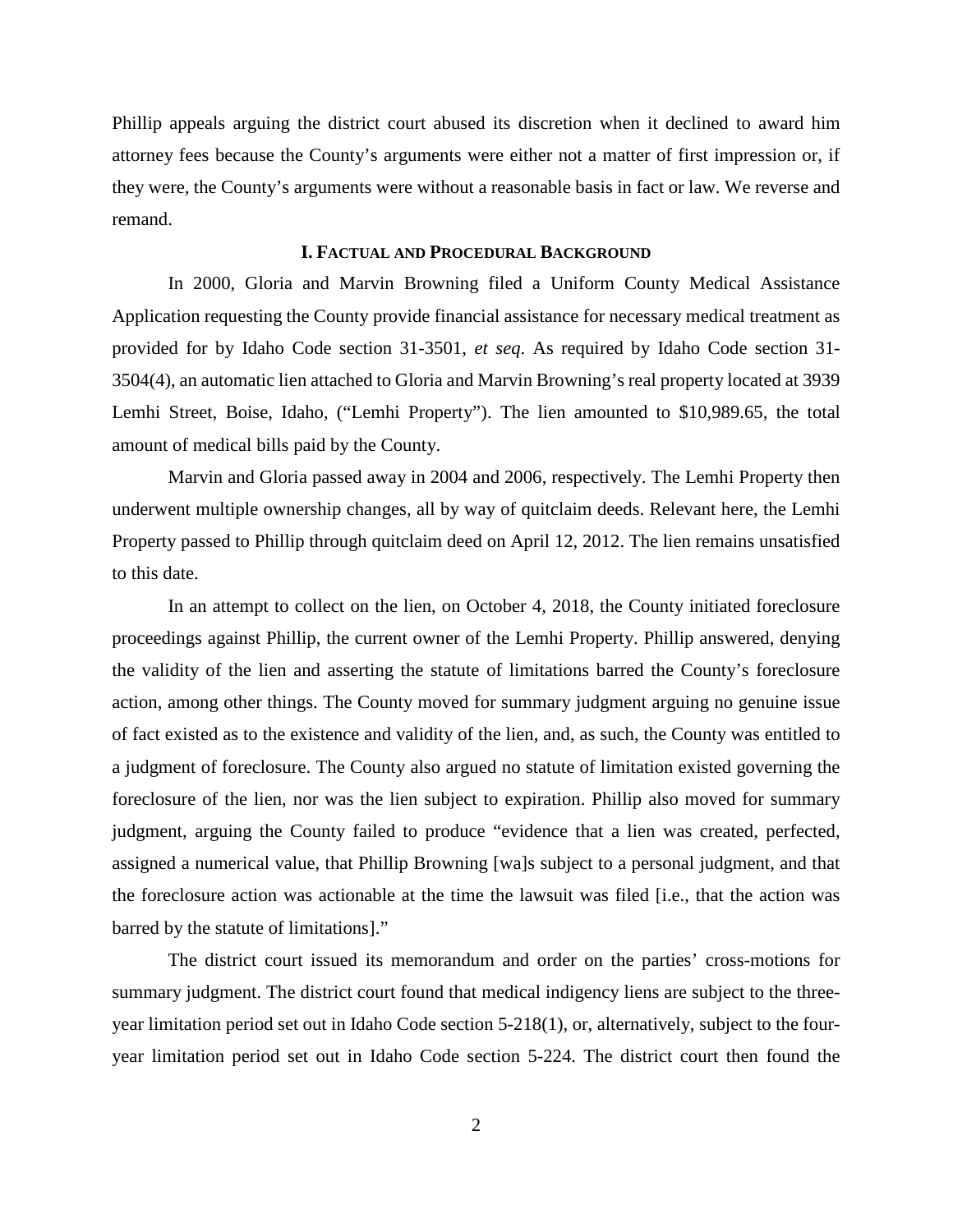Phillip appeals arguing the district court abused its discretion when it declined to award him attorney fees because the County's arguments were either not a matter of first impression or, if they were, the County's arguments were without a reasonable basis in fact or law. We reverse and remand.

## I. FACTUAL AND PROCEDURAL BACKGROUND

In 2000, Gloria and Marvin Browning filed a Uniform County Medical Assistance Application requesting the County provide financial assistance for necessary medical treatment as provided for by Idaho Code section 31-3501, *et seq*. As required by Idaho Code section 31-3504(4), an automatic lien attached to Gloria and Marvin Browning's real property located at 3939 Lemhi Street, Boise, Idaho, ("Lemhi Property"). The lien amounted to $10,989.65, the total amount of medical bills paid by the County.

Marvin and Gloria passed away in 2004 and 2006, respectively. The Lemhi Property then underwent multiple ownership changes, all by way of quitclaim deeds. Relevant here, the Lemhi Property passed to Phillip through quitclaim deed on April 12, 2012. The lien remains unsatisfied to this date.

In an attempt to collect on the lien, on October 4, 2018, the County initiated foreclosure proceedings against Phillip, the current owner of the Lemhi Property. Phillip answered, denying the validity of the lien and asserting the statute of limitations barred the County's foreclosure action, among other things. The County moved for summary judgment arguing no genuine issue of fact existed as to the existence and validity of the lien, and, as such, the County was entitled to a judgment of foreclosure. The County also argued no statute of limitation existed governing the foreclosure of the lien, nor was the lien subject to expiration. Phillip also moved for summary judgment, arguing the County failed to produce "evidence that a lien was created, perfected, assigned a numerical value, that Phillip Browning [wa]s subject to a personal judgment, and that the foreclosure action was actionable at the time the lawsuit was filed [i.e., that the action was barred by the statute of limitations]."

The district court issued its memorandum and order on the parties' cross-motions for summary judgment. The district court found that medical indigency liens are subject to the three-year limitation period set out in Idaho Code section 5-218(1), or, alternatively, subject to the four-year limitation period set out in Idaho Code section 5-224. The district court then found the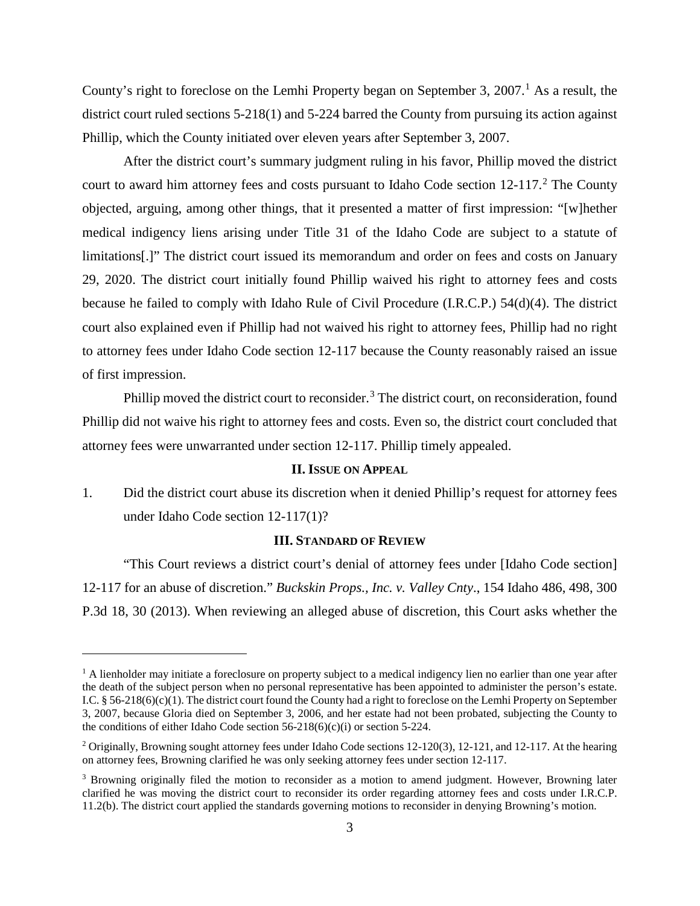County's right to foreclose on the Lemhi Property began on September 3, 2007.[1] As a result, the district court ruled sections 5-218(1) and 5-224 barred the County from pursuing its action against Phillip, which the County initiated over eleven years after September 3, 2007.

After the district court's summary judgment ruling in his favor, Phillip moved the district court to award him attorney fees and costs pursuant to Idaho Code section 12-117.[2] The County objected, arguing, among other things, that it presented a matter of first impression: "[w]hether medical indigency liens arising under Title 31 of the Idaho Code are subject to a statute of limitations[.]" The district court issued its memorandum and order on fees and costs on January 29, 2020. The district court initially found Phillip waived his right to attorney fees and costs because he failed to comply with Idaho Rule of Civil Procedure (I.R.C.P.) 54(d)(4). The district court also explained even if Phillip had not waived his right to attorney fees, Phillip had no right to attorney fees under Idaho Code section 12-117 because the County reasonably raised an issue of first impression.

Phillip moved the district court to reconsider.[3] The district court, on reconsideration, found Phillip did not waive his right to attorney fees and costs. Even so, the district court concluded that attorney fees were unwarranted under section 12-117. Phillip timely appealed.

## II. Issue on Appeal

1. Did the district court abuse its discretion when it denied Phillip's request for attorney fees under Idaho Code section 12-117(1)?

## III. Standard of Review

"This Court reviews a district court's denial of attorney fees under [Idaho Code section] 12-117 for an abuse of discretion." *Buckskin Props., Inc. v. Valley Cnty.*, 154 Idaho 486, 498, 300 P.3d 18, 30 (2013). When reviewing an alleged abuse of discretion, this Court asks whether the

---

[1] A lienholder may initiate a foreclosure on property subject to a medical indigency lien no earlier than one year after the death of the subject person when no personal representative has been appointed to administer the person's estate. I.C. § 56-218(6)(c)(1). The district court found the County had a right to foreclose on the Lemhi Property on September 3, 2007, because Gloria died on September 3, 2006, and her estate had not been probated, subjecting the County to the conditions of either Idaho Code section 56-218(6)(c)(i) or section 5-224.

[2] Originally, Browning sought attorney fees under Idaho Code sections 12-120(3), 12-121, and 12-117. At the hearing on attorney fees, Browning clarified he was only seeking attorney fees under section 12-117.

[3] Browning originally filed the motion to reconsider as a motion to amend judgment. However, Browning later clarified he was moving the district court to reconsider its order regarding attorney fees and costs under I.R.C.P. 11.2(b). The district court applied the standards governing motions to reconsider in denying Browning's motion.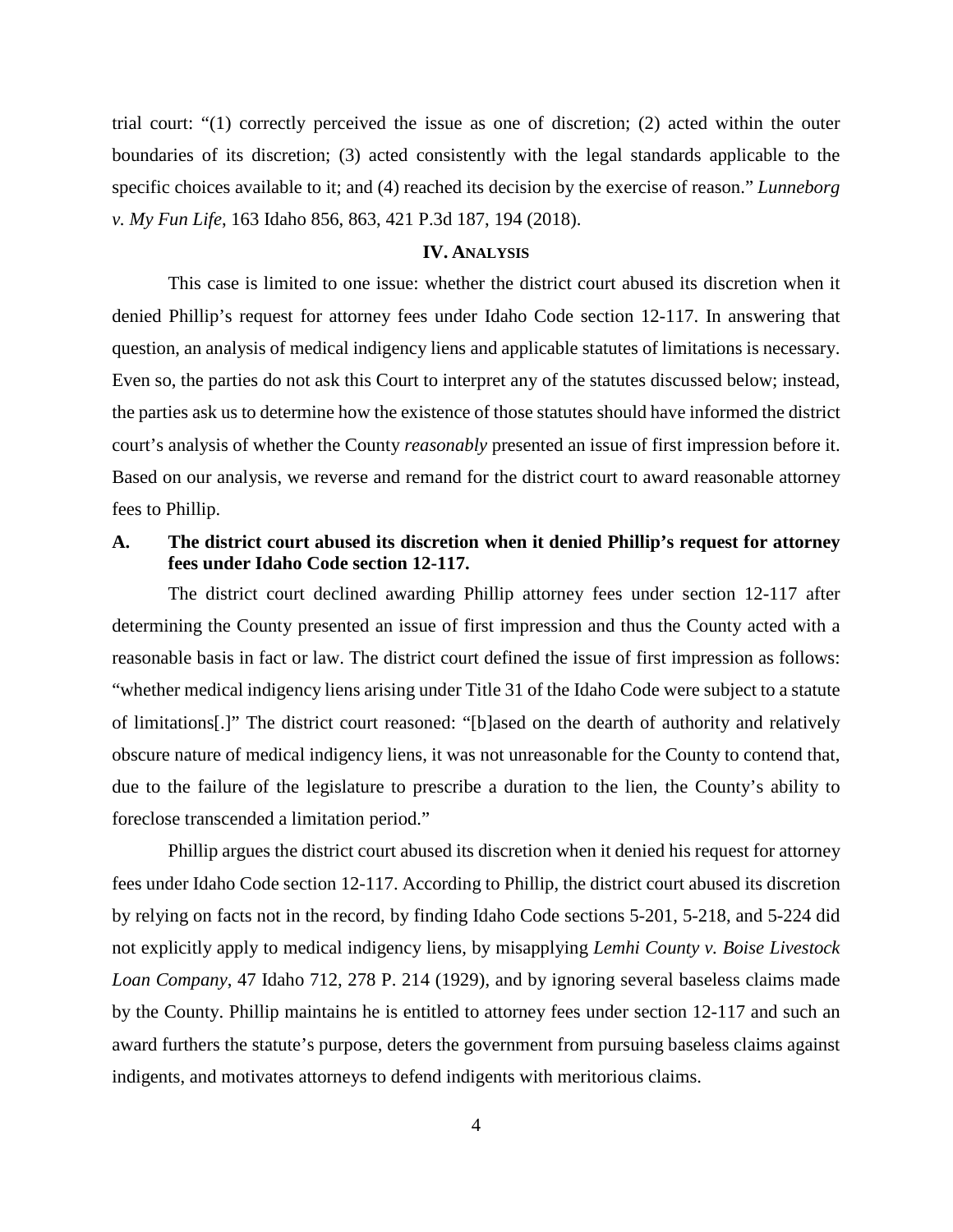trial court: "(1) correctly perceived the issue as one of discretion; (2) acted within the outer boundaries of its discretion; (3) acted consistently with the legal standards applicable to the specific choices available to it; and (4) reached its decision by the exercise of reason." *Lunneborg v. My Fun Life*, 163 Idaho 856, 863, 421 P.3d 187, 194 (2018).

## IV. ANALYSIS

This case is limited to one issue: whether the district court abused its discretion when it denied Phillip's request for attorney fees under Idaho Code section 12-117. In answering that question, an analysis of medical indigency liens and applicable statutes of limitations is necessary. Even so, the parties do not ask this Court to interpret any of the statutes discussed below; instead, the parties ask us to determine how the existence of those statutes should have informed the district court's analysis of whether the County *reasonably* presented an issue of first impression before it. Based on our analysis, we reverse and remand for the district court to award reasonable attorney fees to Phillip.

### A. The district court abused its discretion when it denied Phillip's request for attorney fees under Idaho Code section 12-117.

The district court declined awarding Phillip attorney fees under section 12-117 after determining the County presented an issue of first impression and thus the County acted with a reasonable basis in fact or law. The district court defined the issue of first impression as follows: "whether medical indigency liens arising under Title 31 of the Idaho Code were subject to a statute of limitations[.]" The district court reasoned: "[b]ased on the dearth of authority and relatively obscure nature of medical indigency liens, it was not unreasonable for the County to contend that, due to the failure of the legislature to prescribe a duration to the lien, the County's ability to foreclose transcended a limitation period."

Phillip argues the district court abused its discretion when it denied his request for attorney fees under Idaho Code section 12-117. According to Phillip, the district court abused its discretion by relying on facts not in the record, by finding Idaho Code sections 5-201, 5-218, and 5-224 did not explicitly apply to medical indigency liens, by misapplying *Lemhi County v. Boise Livestock Loan Company*, 47 Idaho 712, 278 P. 214 (1929), and by ignoring several baseless claims made by the County. Phillip maintains he is entitled to attorney fees under section 12-117 and such an award furthers the statute's purpose, deters the government from pursuing baseless claims against indigents, and motivates attorneys to defend indigents with meritorious claims.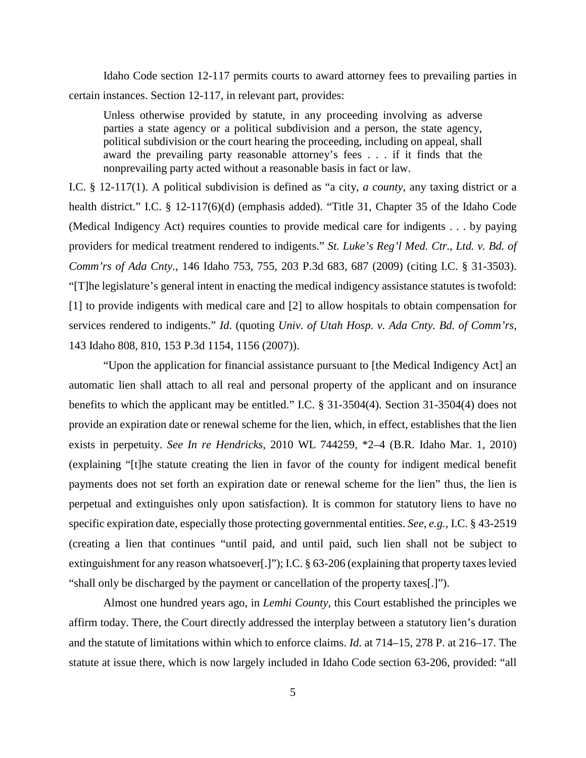Idaho Code section 12-117 permits courts to award attorney fees to prevailing parties in certain instances. Section 12-117, in relevant part, provides:

> Unless otherwise provided by statute, in any proceeding involving as adverse parties a state agency or a political subdivision and a person, the state agency, political subdivision or the court hearing the proceeding, including on appeal, shall award the prevailing party reasonable attorney's fees . . . if it finds that the nonprevailing party acted without a reasonable basis in fact or law.

I.C. § 12-117(1). A political subdivision is defined as "a city, *a county*, any taxing district or a health district." I.C. § 12-117(6)(d) (emphasis added). "Title 31, Chapter 35 of the Idaho Code (Medical Indigency Act) requires counties to provide medical care for indigents . . . by paying providers for medical treatment rendered to indigents." *St. Luke's Reg'l Med. Ctr., Ltd. v. Bd. of Comm'rs of Ada Cnty*., 146 Idaho 753, 755, 203 P.3d 683, 687 (2009) (citing I.C. § 31-3503). "[T]he legislature's general intent in enacting the medical indigency assistance statutes is twofold: [1] to provide indigents with medical care and [2] to allow hospitals to obtain compensation for services rendered to indigents." *Id*. (quoting *Univ. of Utah Hosp. v. Ada Cnty. Bd. of Comm'rs*, 143 Idaho 808, 810, 153 P.3d 1154, 1156 (2007)).

"Upon the application for financial assistance pursuant to [the Medical Indigency Act] an automatic lien shall attach to all real and personal property of the applicant and on insurance benefits to which the applicant may be entitled." I.C. § 31-3504(4). Section 31-3504(4) does not provide an expiration date or renewal scheme for the lien, which, in effect, establishes that the lien exists in perpetuity. *See In re Hendricks*, 2010 WL 744259, *2–4 (B.R. Idaho Mar. 1, 2010) (explaining "[t]he statute creating the lien in favor of the county for indigent medical benefit payments does not set forth an expiration date or renewal scheme for the lien" thus, the lien is perpetual and extinguishes only upon satisfaction). It is common for statutory liens to have no specific expiration date, especially those protecting governmental entities. *See, e.g.*, I.C. § 43-2519 (creating a lien that continues "until paid, and until paid, such lien shall not be subject to extinguishment for any reason whatsoever[.]"); I.C. § 63-206 (explaining that property taxes levied "shall only be discharged by the payment or cancellation of the property taxes[.]").

Almost one hundred years ago, in *Lemhi County*, this Court established the principles we affirm today. There, the Court directly addressed the interplay between a statutory lien's duration and the statute of limitations within which to enforce claims. *Id*. at 714–15, 278 P. at 216–17. The statute at issue there, which is now largely included in Idaho Code section 63-206, provided: "all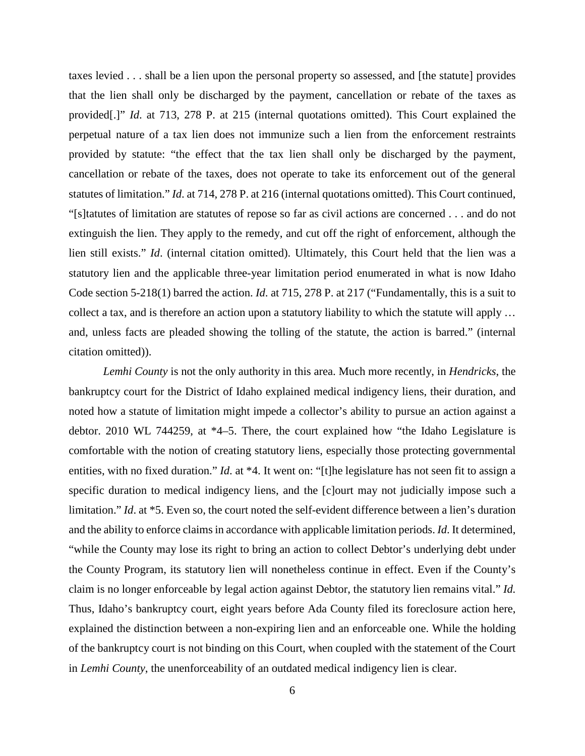taxes levied . . . shall be a lien upon the personal property so assessed, and [the statute] provides that the lien shall only be discharged by the payment, cancellation or rebate of the taxes as provided[.]" *Id*. at 713, 278 P. at 215 (internal quotations omitted). This Court explained the perpetual nature of a tax lien does not immunize such a lien from the enforcement restraints provided by statute: "the effect that the tax lien shall only be discharged by the payment, cancellation or rebate of the taxes, does not operate to take its enforcement out of the general statutes of limitation." *Id*. at 714, 278 P. at 216 (internal quotations omitted). This Court continued, "[s]tatutes of limitation are statutes of repose so far as civil actions are concerned . . . and do not extinguish the lien. They apply to the remedy, and cut off the right of enforcement, although the lien still exists." *Id*. (internal citation omitted). Ultimately, this Court held that the lien was a statutory lien and the applicable three-year limitation period enumerated in what is now Idaho Code section 5-218(1) barred the action. *Id*. at 715, 278 P. at 217 ("Fundamentally, this is a suit to collect a tax, and is therefore an action upon a statutory liability to which the statute will apply … and, unless facts are pleaded showing the tolling of the statute, the action is barred." (internal citation omitted)).

*Lemhi County* is not the only authority in this area. Much more recently, in *Hendricks*, the bankruptcy court for the District of Idaho explained medical indigency liens, their duration, and noted how a statute of limitation might impede a collector's ability to pursue an action against a debtor. 2010 WL 744259, at *4–5. There, the court explained how "the Idaho Legislature is comfortable with the notion of creating statutory liens, especially those protecting governmental entities, with no fixed duration." *Id*. at *4. It went on: "[t]he legislature has not seen fit to assign a specific duration to medical indigency liens, and the [c]ourt may not judicially impose such a limitation." *Id*. at *5. Even so, the court noted the self-evident difference between a lien's duration and the ability to enforce claims in accordance with applicable limitation periods. *Id*. It determined, "while the County may lose its right to bring an action to collect Debtor's underlying debt under the County Program, its statutory lien will nonetheless continue in effect. Even if the County's claim is no longer enforceable by legal action against Debtor, the statutory lien remains vital." *Id.* Thus, Idaho's bankruptcy court, eight years before Ada County filed its foreclosure action here, explained the distinction between a non-expiring lien and an enforceable one. While the holding of the bankruptcy court is not binding on this Court, when coupled with the statement of the Court in *Lemhi County*, the unenforceability of an outdated medical indigency lien is clear.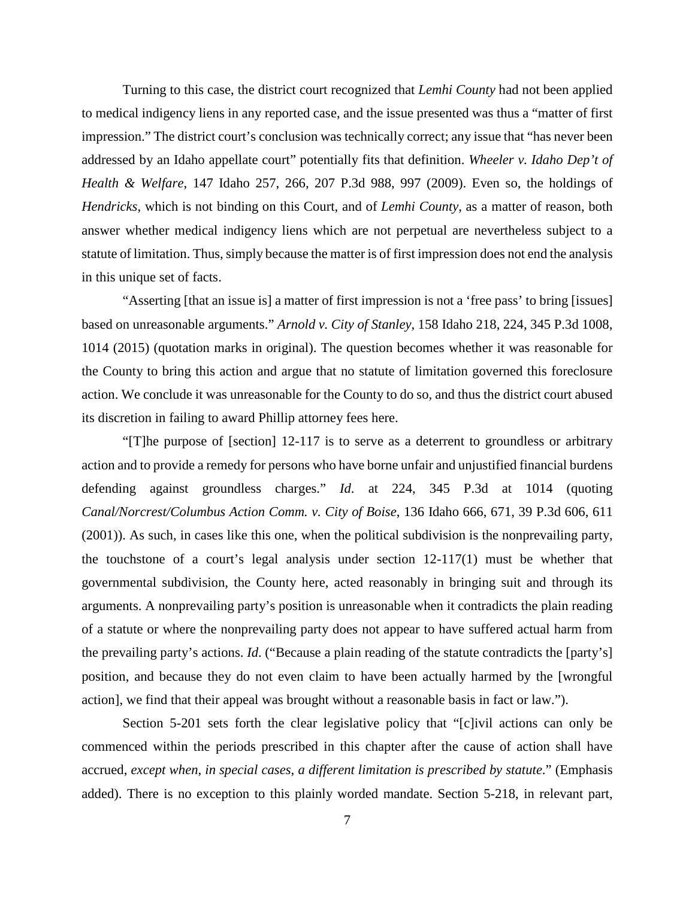Turning to this case, the district court recognized that *Lemhi County* had not been applied to medical indigency liens in any reported case, and the issue presented was thus a "matter of first impression." The district court's conclusion was technically correct; any issue that "has never been addressed by an Idaho appellate court" potentially fits that definition. *Wheeler v. Idaho Dep't of Health & Welfare*, 147 Idaho 257, 266, 207 P.3d 988, 997 (2009). Even so, the holdings of *Hendricks*, which is not binding on this Court, and of *Lemhi County*, as a matter of reason, both answer whether medical indigency liens which are not perpetual are nevertheless subject to a statute of limitation. Thus, simply because the matter is of first impression does not end the analysis in this unique set of facts.

"Asserting [that an issue is] a matter of first impression is not a 'free pass' to bring [issues] based on unreasonable arguments." *Arnold v. City of Stanley*, 158 Idaho 218, 224, 345 P.3d 1008, 1014 (2015) (quotation marks in original). The question becomes whether it was reasonable for the County to bring this action and argue that no statute of limitation governed this foreclosure action. We conclude it was unreasonable for the County to do so, and thus the district court abused its discretion in failing to award Phillip attorney fees here.

"[T]he purpose of [section] 12-117 is to serve as a deterrent to groundless or arbitrary action and to provide a remedy for persons who have borne unfair and unjustified financial burdens defending against groundless charges." *Id.* at 224, 345 P.3d at 1014 (quoting *Canal/Norcrest/Columbus Action Comm. v. City of Boise*, 136 Idaho 666, 671, 39 P.3d 606, 611 (2001)). As such, in cases like this one, when the political subdivision is the nonprevailing party, the touchstone of a court's legal analysis under section 12-117(1) must be whether that governmental subdivision, the County here, acted reasonably in bringing suit and through its arguments. A nonprevailing party's position is unreasonable when it contradicts the plain reading of a statute or where the nonprevailing party does not appear to have suffered actual harm from the prevailing party's actions. *Id*. ("Because a plain reading of the statute contradicts the [party's] position, and because they do not even claim to have been actually harmed by the [wrongful action], we find that their appeal was brought without a reasonable basis in fact or law.").

Section 5-201 sets forth the clear legislative policy that "[c]ivil actions can only be commenced within the periods prescribed in this chapter after the cause of action shall have accrued, *except when, in special cases, a different limitation is prescribed by statute*." (Emphasis added). There is no exception to this plainly worded mandate. Section 5-218, in relevant part,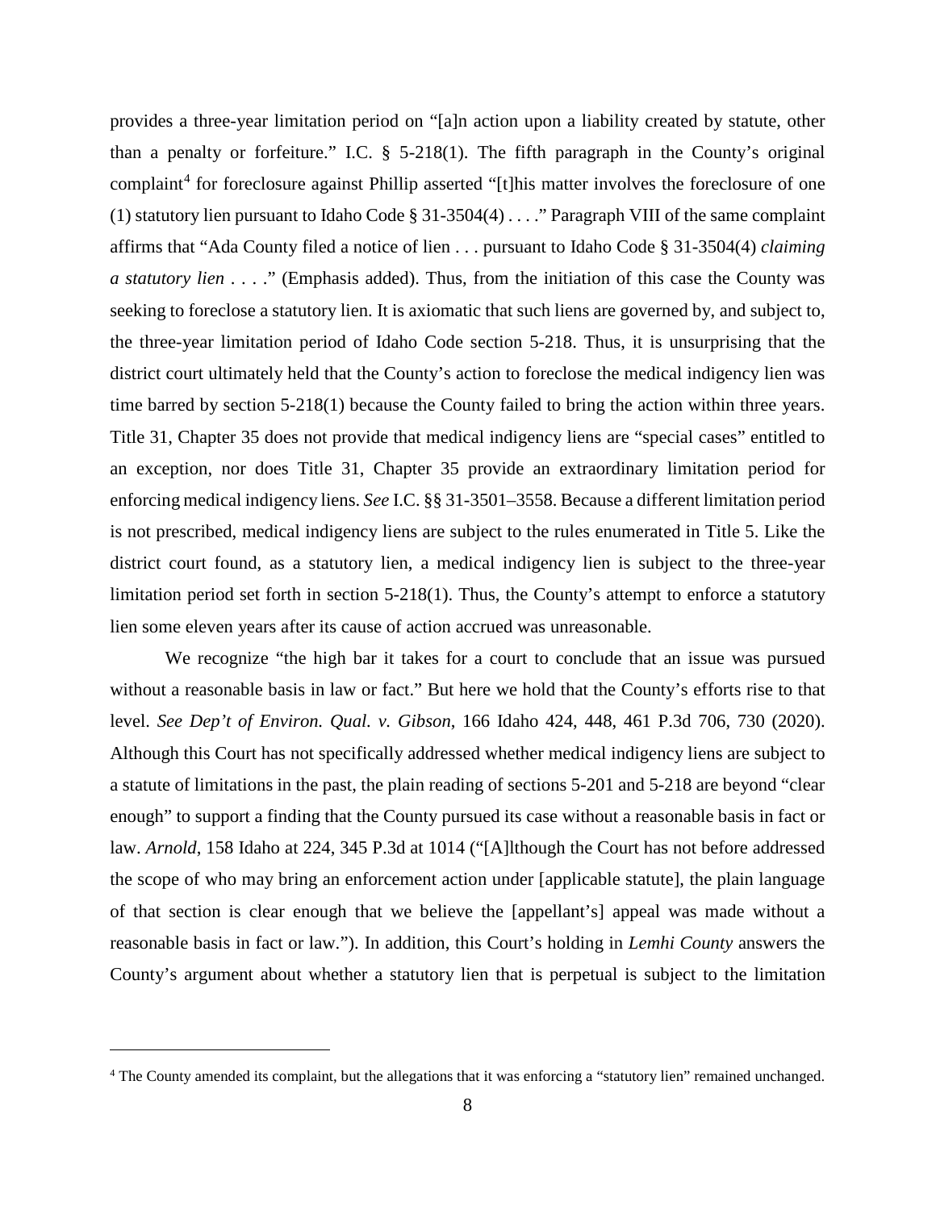provides a three-year limitation period on "[a]n action upon a liability created by statute, other than a penalty or forfeiture." I.C. § 5-218(1). The fifth paragraph in the County's original complaint[4] for foreclosure against Phillip asserted "[t]his matter involves the foreclosure of one (1) statutory lien pursuant to Idaho Code § 31-3504(4) . . . ." Paragraph VIII of the same complaint affirms that "Ada County filed a notice of lien . . . pursuant to Idaho Code § 31-3504(4) *claiming a statutory lien* . . . ." (Emphasis added). Thus, from the initiation of this case the County was seeking to foreclose a statutory lien. It is axiomatic that such liens are governed by, and subject to, the three-year limitation period of Idaho Code section 5-218. Thus, it is unsurprising that the district court ultimately held that the County's action to foreclose the medical indigency lien was time barred by section 5-218(1) because the County failed to bring the action within three years. Title 31, Chapter 35 does not provide that medical indigency liens are "special cases" entitled to an exception, nor does Title 31, Chapter 35 provide an extraordinary limitation period for enforcing medical indigency liens. *See* I.C. §§ 31-3501–3558. Because a different limitation period is not prescribed, medical indigency liens are subject to the rules enumerated in Title 5. Like the district court found, as a statutory lien, a medical indigency lien is subject to the three-year limitation period set forth in section 5-218(1). Thus, the County's attempt to enforce a statutory lien some eleven years after its cause of action accrued was unreasonable.

We recognize "the high bar it takes for a court to conclude that an issue was pursued without a reasonable basis in law or fact." But here we hold that the County's efforts rise to that level. *See Dep't of Environ. Qual. v. Gibson*, 166 Idaho 424, 448, 461 P.3d 706, 730 (2020). Although this Court has not specifically addressed whether medical indigency liens are subject to a statute of limitations in the past, the plain reading of sections 5-201 and 5-218 are beyond "clear enough" to support a finding that the County pursued its case without a reasonable basis in fact or law. *Arnold*, 158 Idaho at 224, 345 P.3d at 1014 ("[A]lthough the Court has not before addressed the scope of who may bring an enforcement action under [applicable statute], the plain language of that section is clear enough that we believe the [appellant's] appeal was made without a reasonable basis in fact or law."). In addition, this Court's holding in *Lemhi County* answers the County's argument about whether a statutory lien that is perpetual is subject to the limitation

[4] The County amended its complaint, but the allegations that it was enforcing a "statutory lien" remained unchanged.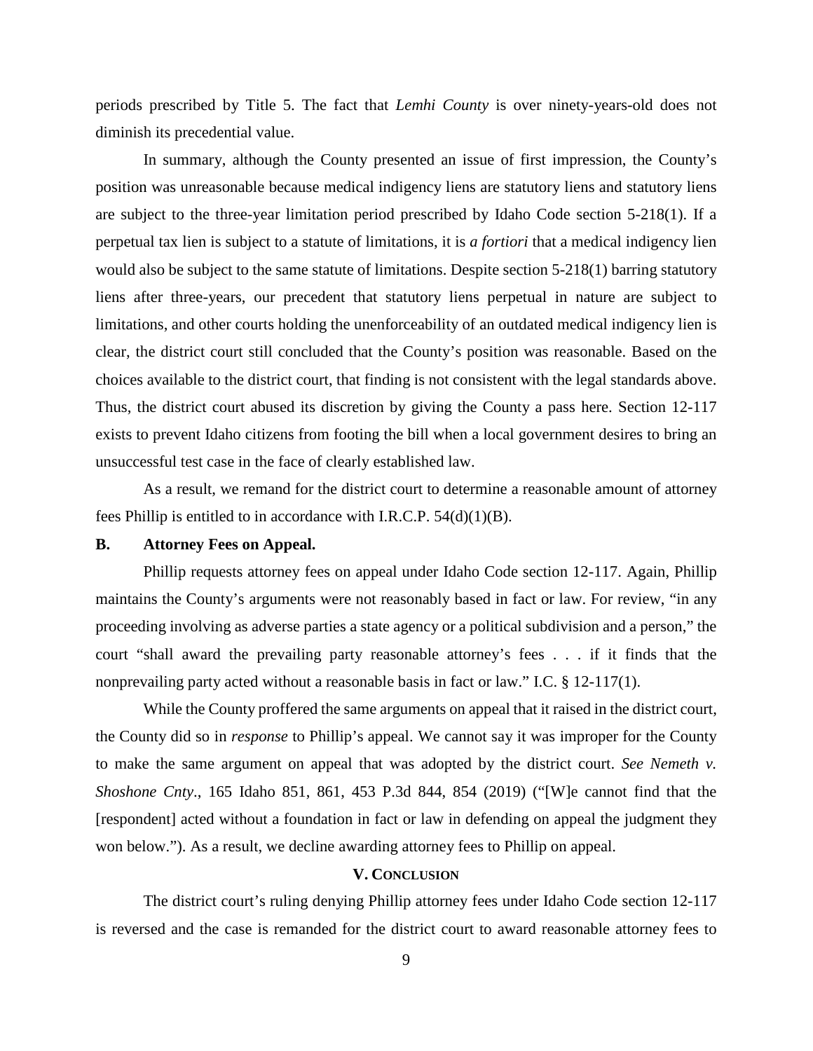periods prescribed by Title 5. The fact that *Lemhi County* is over ninety-years-old does not diminish its precedential value.

In summary, although the County presented an issue of first impression, the County's position was unreasonable because medical indigency liens are statutory liens and statutory liens are subject to the three-year limitation period prescribed by Idaho Code section 5-218(1). If a perpetual tax lien is subject to a statute of limitations, it is *a fortiori* that a medical indigency lien would also be subject to the same statute of limitations. Despite section 5-218(1) barring statutory liens after three-years, our precedent that statutory liens perpetual in nature are subject to limitations, and other courts holding the unenforceability of an outdated medical indigency lien is clear, the district court still concluded that the County's position was reasonable. Based on the choices available to the district court, that finding is not consistent with the legal standards above. Thus, the district court abused its discretion by giving the County a pass here. Section 12-117 exists to prevent Idaho citizens from footing the bill when a local government desires to bring an unsuccessful test case in the face of clearly established law.

As a result, we remand for the district court to determine a reasonable amount of attorney fees Phillip is entitled to in accordance with I.R.C.P. 54(d)(1)(B).

### B. Attorney Fees on Appeal.

Phillip requests attorney fees on appeal under Idaho Code section 12-117. Again, Phillip maintains the County's arguments were not reasonably based in fact or law. For review, "in any proceeding involving as adverse parties a state agency or a political subdivision and a person," the court "shall award the prevailing party reasonable attorney's fees . . . if it finds that the nonprevailing party acted without a reasonable basis in fact or law." I.C. § 12-117(1).

While the County proffered the same arguments on appeal that it raised in the district court, the County did so in *response* to Phillip's appeal. We cannot say it was improper for the County to make the same argument on appeal that was adopted by the district court. *See Nemeth v. Shoshone Cnty*., 165 Idaho 851, 861, 453 P.3d 844, 854 (2019) ("[W]e cannot find that the [respondent] acted without a foundation in fact or law in defending on appeal the judgment they won below."). As a result, we decline awarding attorney fees to Phillip on appeal.

## V. CONCLUSION

The district court's ruling denying Phillip attorney fees under Idaho Code section 12-117 is reversed and the case is remanded for the district court to award reasonable attorney fees to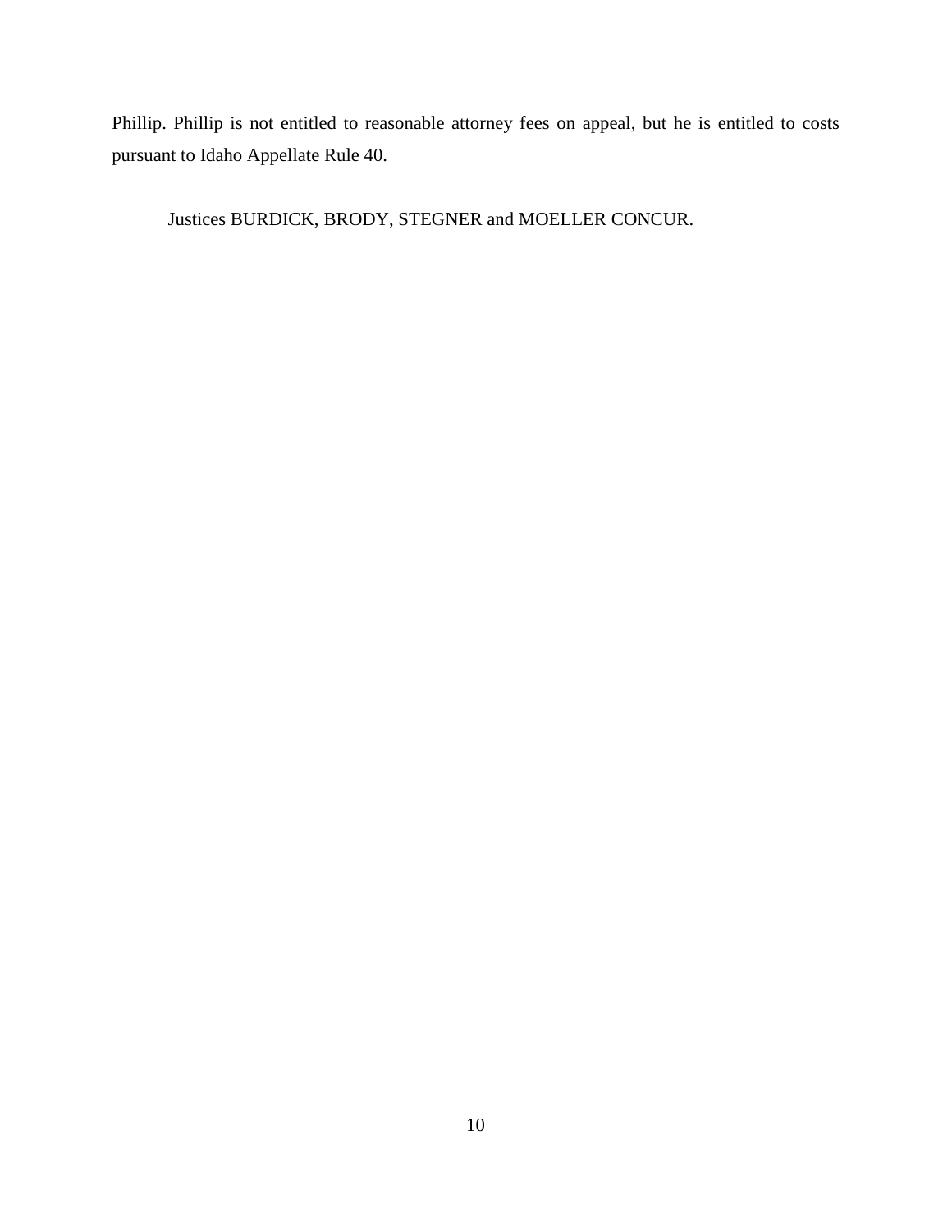Phillip. Phillip is not entitled to reasonable attorney fees on appeal, but he is entitled to costs pursuant to Idaho Appellate Rule 40.

Justices BURDICK, BRODY, STEGNER and MOELLER CONCUR.